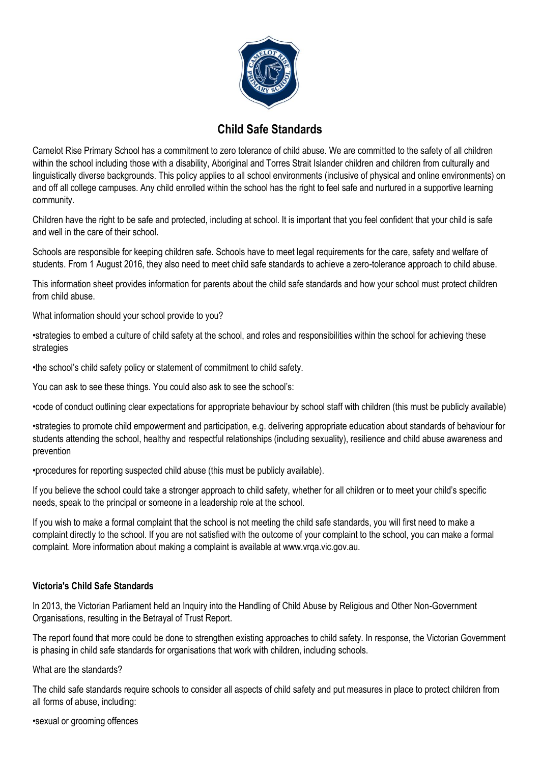# Child Safe Standards

Camelot Rise Primary School has a commitment to zero tolerance of child abuse. We are committed to the safety of all children within the school including those with a disability, Aboriginal and Torres Strait Islander children and children from culturally and linguistically diverse backgrounds. This policy applies to all school environments (inclusive of physical and online environments) on and off all college campuses. Any child enrolled within the school has the right to feel safe and nurtured in a supportive learning community.

Children have the right to be safe and protected, including at school. It is important that you feel confident that your child is safe and well in the care of their school.

Schools are responsible for keeping children safe. Schools have to meet legal requirements for the care, safety and welfare of students. From 1 August 2016, they also need to meet child safe standards to achieve a zero-tolerance approach to child abuse.

This information sheet provides information for parents about the child safe standards and how your school must protect children from child abuse.

What information should your school provide to you?

•strategies to embed a culture of child safety at the school, and roles and responsibilities within the school for achieving these strategies

•the school's child safety policy or statement of commitment to child safety.

You can ask to see these things. You could also ask to see the school's:

•code of conduct outlining clear expectations for appropriate behaviour by school staff with children (this must be publicly available)

•strategies to promote child empowerment and participation, e.g. delivering appropriate education about standards of behaviour for students attending the school, healthy and respectful relationships (including sexuality), resilience and child abuse awareness and prevention

•procedures for reporting suspected child abuse (this must be publicly available).

If you believe the school could take a stronger approach to child safety, whether for all children or to meet your child's specific needs, speak to the principal or someone in a leadership role at the school.

If you wish to make a formal complaint that the school is not meeting the child safe standards, you will first need to make a complaint directly to the school. If you are not satisfied with the outcome of your complaint to the school, you can make a formal complaint. More information about making a complaint is available at www.vrqa.vic.gov.au.

**Victoria's Child Safe Standards**

In 2013, the Victorian Parliament held an Inquiry into the Handling of Child Abuse by Religious and Other Non-Government Organisations, resulting in the Betrayal of Trust Report.

The report found that more could be done to strengthen existing approaches to child safety. In response, the Victorian Government is phasing in child safe standards for organisations that work with children, including schools.

What are the standards?

The child safe standards require schools to consider all aspects of child safety and put measures in place to protect children from all forms of abuse, including:

•sexual or grooming offences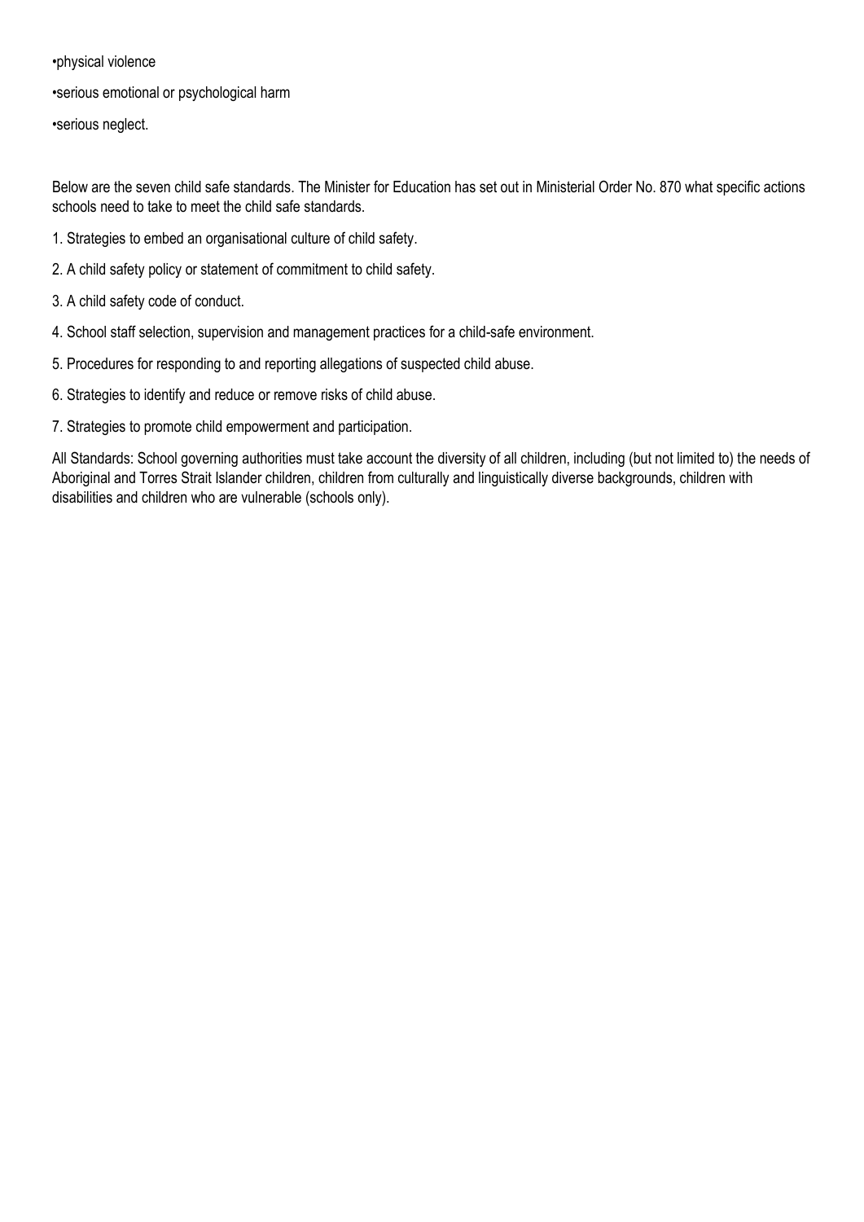•physical violence

•serious emotional or psychological harm

•serious neglect.

Below are the seven child safe standards. The Minister for Education has set out in Ministerial Order No. 870 what specific actions schools need to take to meet the child safe standards.

1. Strategies to embed an organisational culture of child safety.
2. A child safety policy or statement of commitment to child safety.
3. A child safety code of conduct.
4. School staff selection, supervision and management practices for a child-safe environment.
5. Procedures for responding to and reporting allegations of suspected child abuse.
6. Strategies to identify and reduce or remove risks of child abuse.
7. Strategies to promote child empowerment and participation.

All Standards: School governing authorities must take account the diversity of all children, including (but not limited to) the needs of Aboriginal and Torres Strait Islander children, children from culturally and linguistically diverse backgrounds, children with disabilities and children who are vulnerable (schools only).